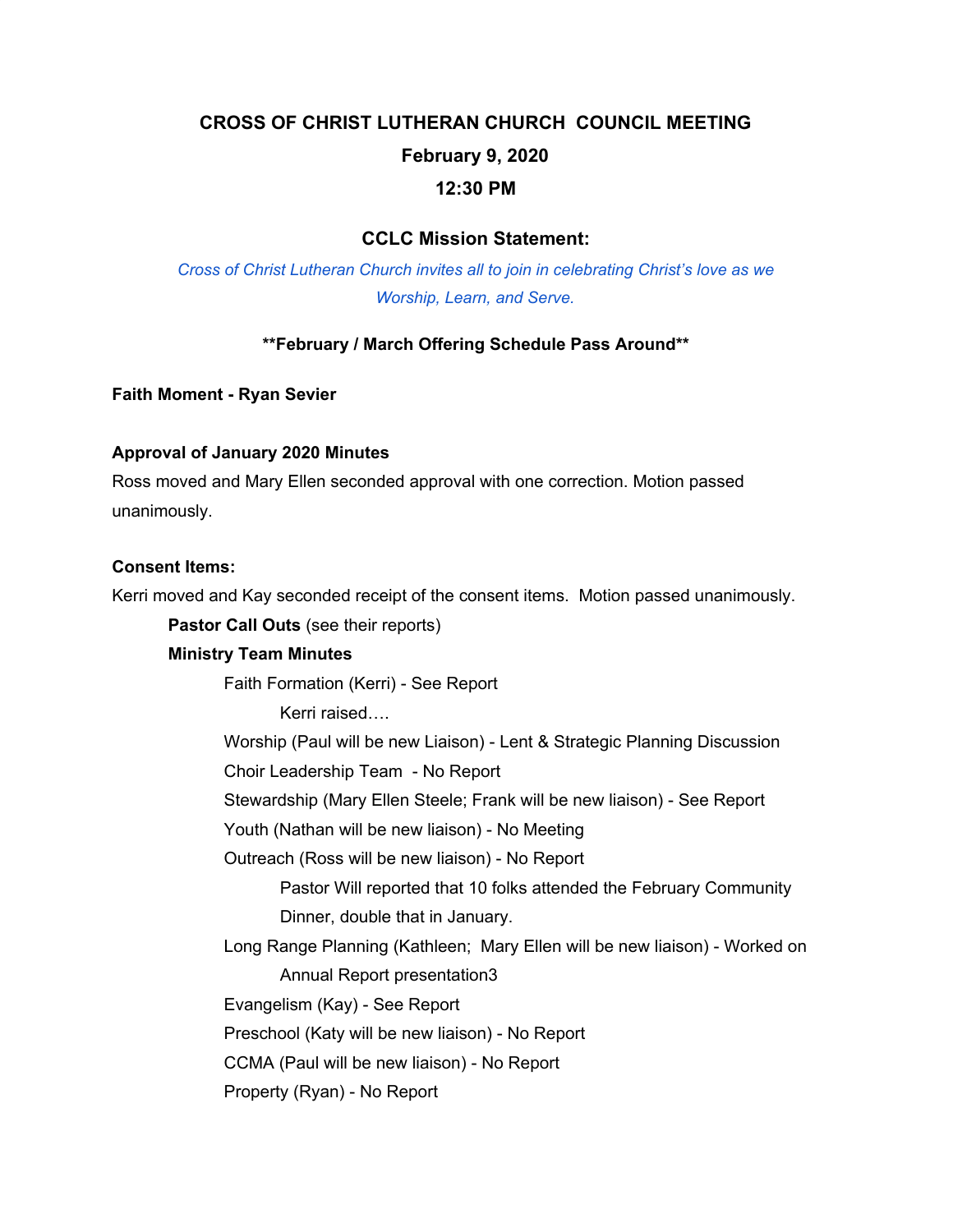# CROSS OF CHRIST LUTHERAN CHURCH COUNCIL MEETING

**February 9, 2020**

**12:30 PM**

## CCLC Mission Statement:

*Cross of Christ Lutheran Church invites all to join in celebrating Christ's love as we Worship, Learn, and Serve.*

**\*\*February / March Offering Schedule Pass Around\*\***

**Faith Moment - Ryan Sevier**

**Approval of January 2020 Minutes**

Ross moved and Mary Ellen seconded approval with one correction. Motion passed unanimously.

**Consent Items:**

Kerri moved and Kay seconded receipt of the consent items. Motion passed unanimously.

- **Pastor Call Outs** (see their reports)
- **Ministry Team Minutes**
  - Faith Formation (Kerri) - See Report
    - Kerri raised….
  - Worship (Paul will be new Liaison) - Lent & Strategic Planning Discussion
  - Choir Leadership Team - No Report
  - Stewardship (Mary Ellen Steele; Frank will be new liaison) - See Report
  - Youth (Nathan will be new liaison) - No Meeting
  - Outreach (Ross will be new liaison) - No Report
    - Pastor Will reported that 10 folks attended the February Community Dinner, double that in January.
  - Long Range Planning (Kathleen; Mary Ellen will be new liaison) - Worked on Annual Report presentation3
  - Evangelism (Kay) - See Report
  - Preschool (Katy will be new liaison) - No Report
  - CCMA (Paul will be new liaison) - No Report
  - Property (Ryan) - No Report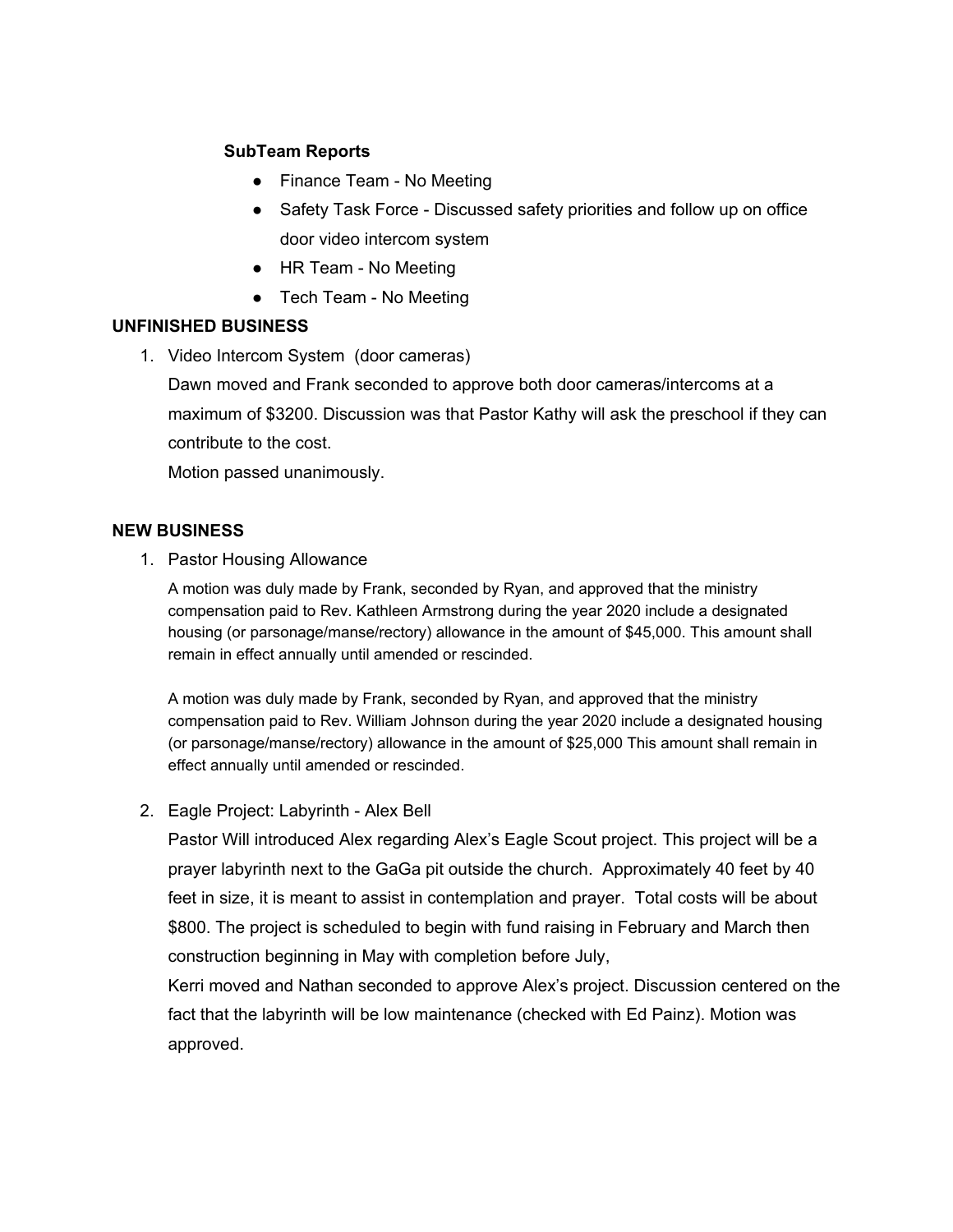**SubTeam Reports**

- Finance Team - No Meeting
- Safety Task Force - Discussed safety priorities and follow up on office door video intercom system
- HR Team - No Meeting
- Tech Team - No Meeting

**UNFINISHED BUSINESS**

1. Video Intercom System (door cameras)

   Dawn moved and Frank seconded to approve both door cameras/intercoms at a maximum of $3200. Discussion was that Pastor Kathy will ask the preschool if they can contribute to the cost.

   Motion passed unanimously.

**NEW BUSINESS**

1. Pastor Housing Allowance

   A motion was duly made by Frank, seconded by Ryan, and approved that the ministry compensation paid to Rev. Kathleen Armstrong during the year 2020 include a designated housing (or parsonage/manse/rectory) allowance in the amount of $45,000. This amount shall remain in effect annually until amended or rescinded.

   A motion was duly made by Frank, seconded by Ryan, and approved that the ministry compensation paid to Rev. William Johnson during the year 2020 include a designated housing (or parsonage/manse/rectory) allowance in the amount of $25,000 This amount shall remain in effect annually until amended or rescinded.

2. Eagle Project: Labyrinth - Alex Bell

   Pastor Will introduced Alex regarding Alex's Eagle Scout project. This project will be a prayer labyrinth next to the GaGa pit outside the church. Approximately 40 feet by 40 feet in size, it is meant to assist in contemplation and prayer. Total costs will be about $800. The project is scheduled to begin with fund raising in February and March then construction beginning in May with completion before July,

   Kerri moved and Nathan seconded to approve Alex's project. Discussion centered on the fact that the labyrinth will be low maintenance (checked with Ed Painz). Motion was approved.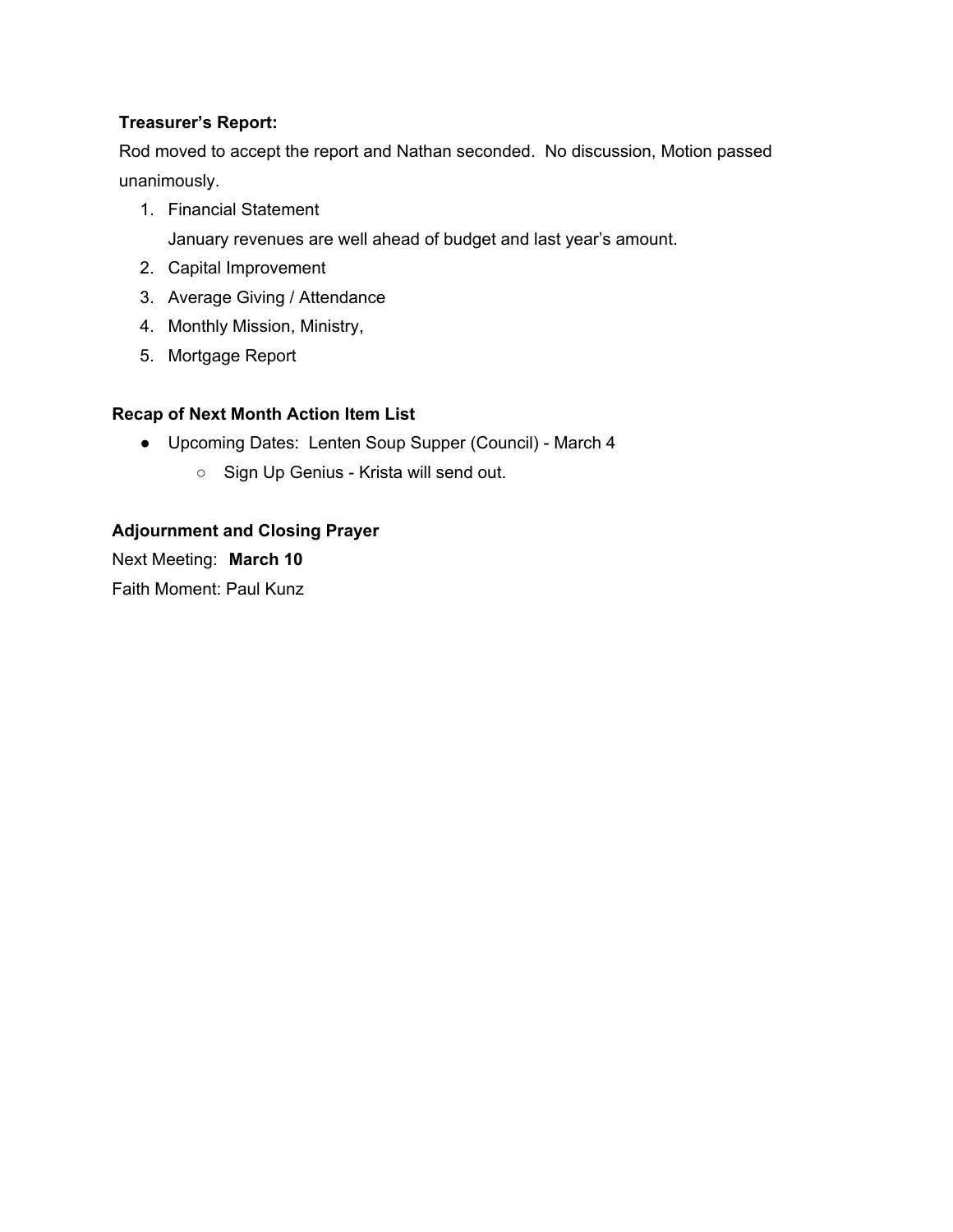**Treasurer's Report:**

Rod moved to accept the report and Nathan seconded. No discussion, Motion passed unanimously.

1. Financial Statement
   January revenues are well ahead of budget and last year's amount.
2. Capital Improvement
3. Average Giving / Attendance
4. Monthly Mission, Ministry,
5. Mortgage Report

**Recap of Next Month Action Item List**

- Upcoming Dates: Lenten Soup Supper (Council) - March 4
  - Sign Up Genius - Krista will send out.

**Adjournment and Closing Prayer**

Next Meeting: **March 10**

Faith Moment: Paul Kunz